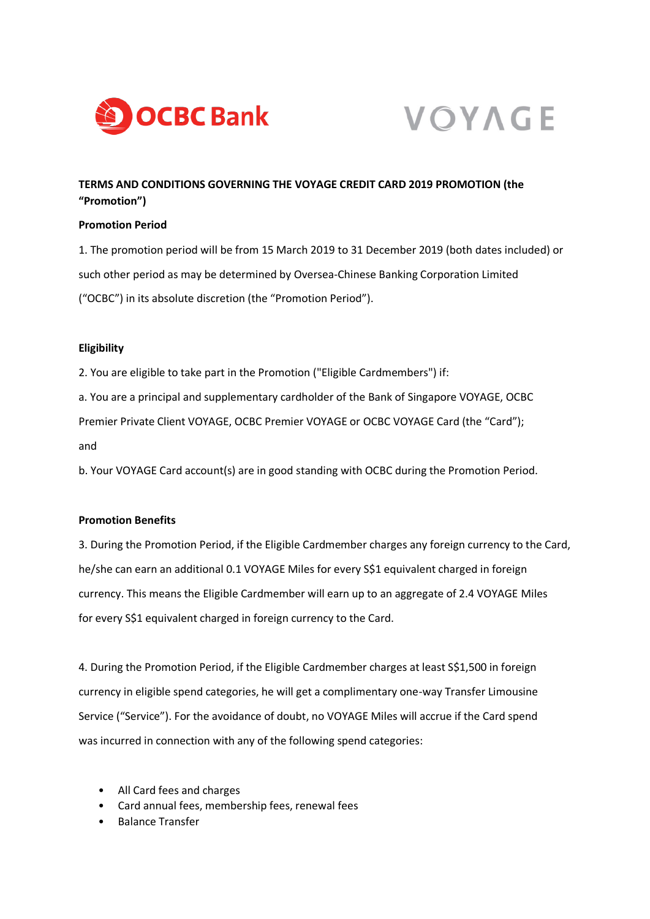OCBC Bank　　　　VOYAGE

**TERMS AND CONDITIONS GOVERNING THE VOYAGE CREDIT CARD 2019 PROMOTION (the "Promotion")**

**Promotion Period**

1. The promotion period will be from 15 March 2019 to 31 December 2019 (both dates included) or such other period as may be determined by Oversea-Chinese Banking Corporation Limited ("OCBC") in its absolute discretion (the "Promotion Period").

**Eligibility**

2. You are eligible to take part in the Promotion ("Eligible Cardmembers") if:

a. You are a principal and supplementary cardholder of the Bank of Singapore VOYAGE, OCBC Premier Private Client VOYAGE, OCBC Premier VOYAGE or OCBC VOYAGE Card (the "Card"); and

b. Your VOYAGE Card account(s) are in good standing with OCBC during the Promotion Period.

**Promotion Benefits**

3. During the Promotion Period, if the Eligible Cardmember charges any foreign currency to the Card, he/she can earn an additional 0.1 VOYAGE Miles for every S$1 equivalent charged in foreign currency. This means the Eligible Cardmember will earn up to an aggregate of 2.4 VOYAGE Miles for every S$1 equivalent charged in foreign currency to the Card.

4. During the Promotion Period, if the Eligible Cardmember charges at least S$1,500 in foreign currency in eligible spend categories, he will get a complimentary one-way Transfer Limousine Service ("Service"). For the avoidance of doubt, no VOYAGE Miles will accrue if the Card spend was incurred in connection with any of the following spend categories:

- All Card fees and charges
- Card annual fees, membership fees, renewal fees
- Balance Transfer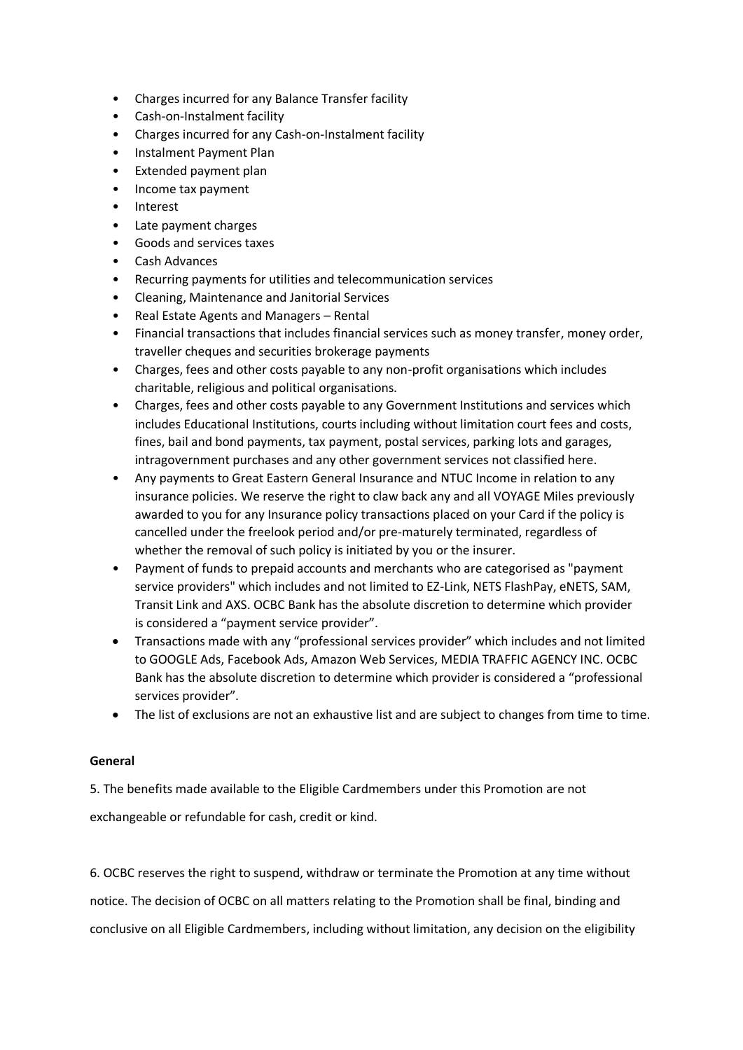- Charges incurred for any Balance Transfer facility
- Cash-on-Instalment facility
- Charges incurred for any Cash-on-Instalment facility
- Instalment Payment Plan
- Extended payment plan
- Income tax payment
- Interest
- Late payment charges
- Goods and services taxes
- Cash Advances
- Recurring payments for utilities and telecommunication services
- Cleaning, Maintenance and Janitorial Services
- Real Estate Agents and Managers – Rental
- Financial transactions that includes financial services such as money transfer, money order, traveller cheques and securities brokerage payments
- Charges, fees and other costs payable to any non-profit organisations which includes charitable, religious and political organisations.
- Charges, fees and other costs payable to any Government Institutions and services which includes Educational Institutions, courts including without limitation court fees and costs, fines, bail and bond payments, tax payment, postal services, parking lots and garages, intragovernment purchases and any other government services not classified here.
- Any payments to Great Eastern General Insurance and NTUC Income in relation to any insurance policies. We reserve the right to claw back any and all VOYAGE Miles previously awarded to you for any Insurance policy transactions placed on your Card if the policy is cancelled under the freelook period and/or pre-maturely terminated, regardless of whether the removal of such policy is initiated by you or the insurer.
- Payment of funds to prepaid accounts and merchants who are categorised as "payment service providers" which includes and not limited to EZ-Link, NETS FlashPay, eNETS, SAM, Transit Link and AXS. OCBC Bank has the absolute discretion to determine which provider is considered a "payment service provider".
- Transactions made with any "professional services provider" which includes and not limited to GOOGLE Ads, Facebook Ads, Amazon Web Services, MEDIA TRAFFIC AGENCY INC. OCBC Bank has the absolute discretion to determine which provider is considered a "professional services provider".
- The list of exclusions are not an exhaustive list and are subject to changes from time to time.

**General**

5. The benefits made available to the Eligible Cardmembers under this Promotion are not exchangeable or refundable for cash, credit or kind.

6. OCBC reserves the right to suspend, withdraw or terminate the Promotion at any time without notice. The decision of OCBC on all matters relating to the Promotion shall be final, binding and conclusive on all Eligible Cardmembers, including without limitation, any decision on the eligibility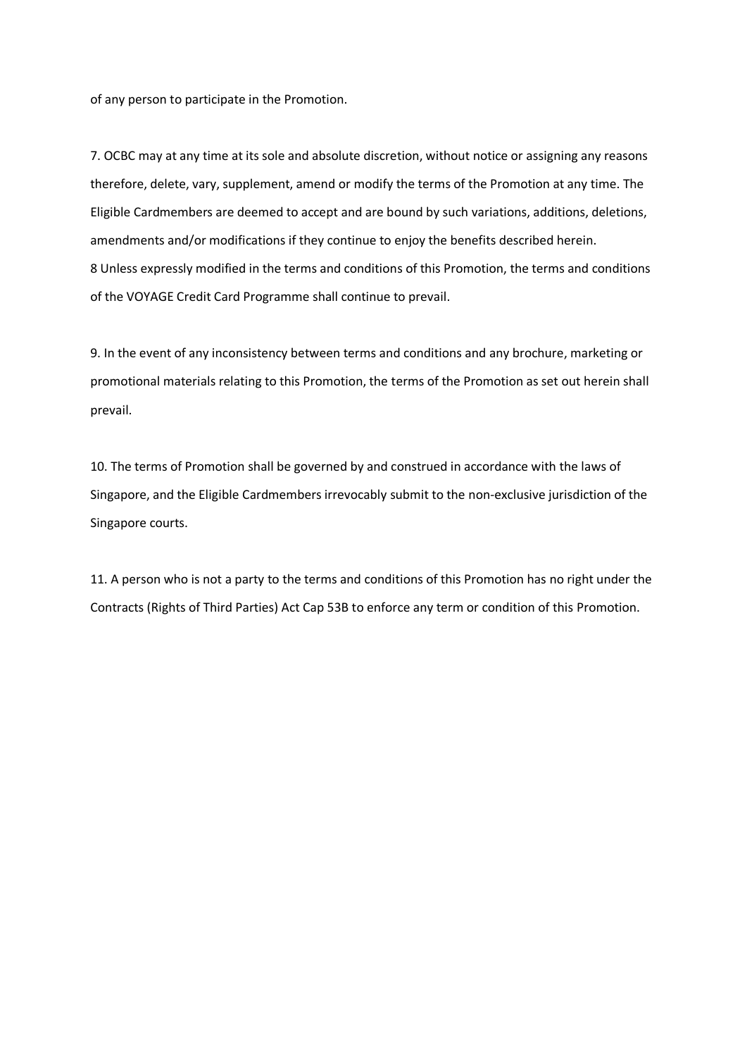of any person to participate in the Promotion.

7. OCBC may at any time at its sole and absolute discretion, without notice or assigning any reasons therefore, delete, vary, supplement, amend or modify the terms of the Promotion at any time. The Eligible Cardmembers are deemed to accept and are bound by such variations, additions, deletions, amendments and/or modifications if they continue to enjoy the benefits described herein.
8 Unless expressly modified in the terms and conditions of this Promotion, the terms and conditions of the VOYAGE Credit Card Programme shall continue to prevail.

9. In the event of any inconsistency between terms and conditions and any brochure, marketing or promotional materials relating to this Promotion, the terms of the Promotion as set out herein shall prevail.

10. The terms of Promotion shall be governed by and construed in accordance with the laws of Singapore, and the Eligible Cardmembers irrevocably submit to the non-exclusive jurisdiction of the Singapore courts.

11. A person who is not a party to the terms and conditions of this Promotion has no right under the Contracts (Rights of Third Parties) Act Cap 53B to enforce any term or condition of this Promotion.